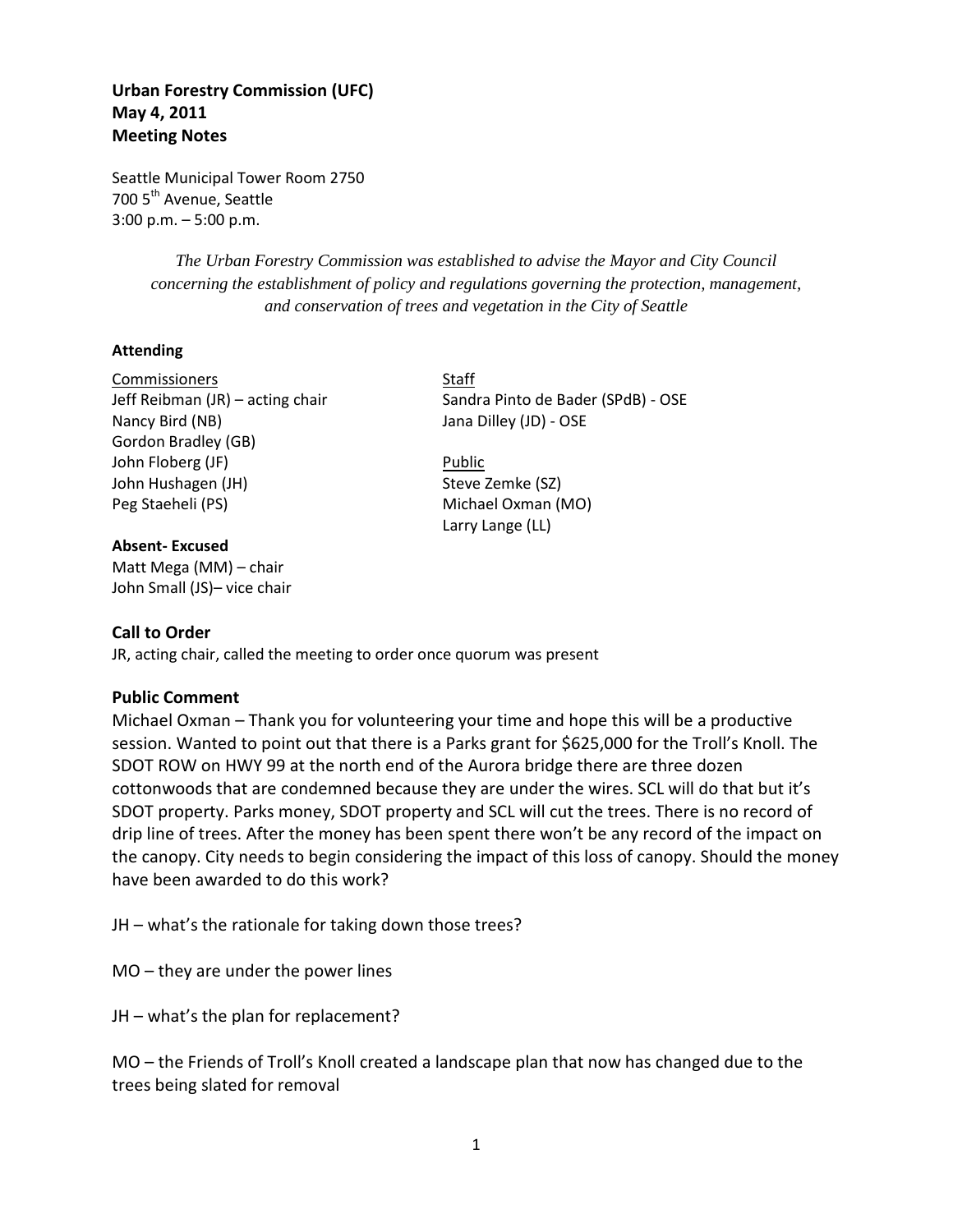**Urban Forestry Commission (UFC)**
**May 4, 2011**
**Meeting Notes**

Seattle Municipal Tower Room 2750
700 5th Avenue, Seattle
3:00 p.m. – 5:00 p.m.

*The Urban Forestry Commission was established to advise the Mayor and City Council concerning the establishment of policy and regulations governing the protection, management, and conservation of trees and vegetation in the City of Seattle*

**Attending**

Commissioners
Jeff Reibman (JR) – acting chair
Nancy Bird (NB)
Gordon Bradley (GB)
John Floberg (JF)
John Hushagen (JH)
Peg Staeheli (PS)

Staff
Sandra Pinto de Bader (SPdB) - OSE
Jana Dilley (JD) - OSE

Public
Steve Zemke (SZ)
Michael Oxman (MO)
Larry Lange (LL)

**Absent- Excused**
Matt Mega (MM) – chair
John Small (JS)– vice chair

## Call to Order

JR, acting chair, called the meeting to order once quorum was present

## Public Comment

Michael Oxman – Thank you for volunteering your time and hope this will be a productive session. Wanted to point out that there is a Parks grant for $625,000 for the Troll's Knoll. The SDOT ROW on HWY 99 at the north end of the Aurora bridge there are three dozen cottonwoods that are condemned because they are under the wires. SCL will do that but it's SDOT property. Parks money, SDOT property and SCL will cut the trees. There is no record of drip line of trees. After the money has been spent there won't be any record of the impact on the canopy. City needs to begin considering the impact of this loss of canopy. Should the money have been awarded to do this work?

JH – what's the rationale for taking down those trees?

MO – they are under the power lines

JH – what's the plan for replacement?

MO – the Friends of Troll's Knoll created a landscape plan that now has changed due to the trees being slated for removal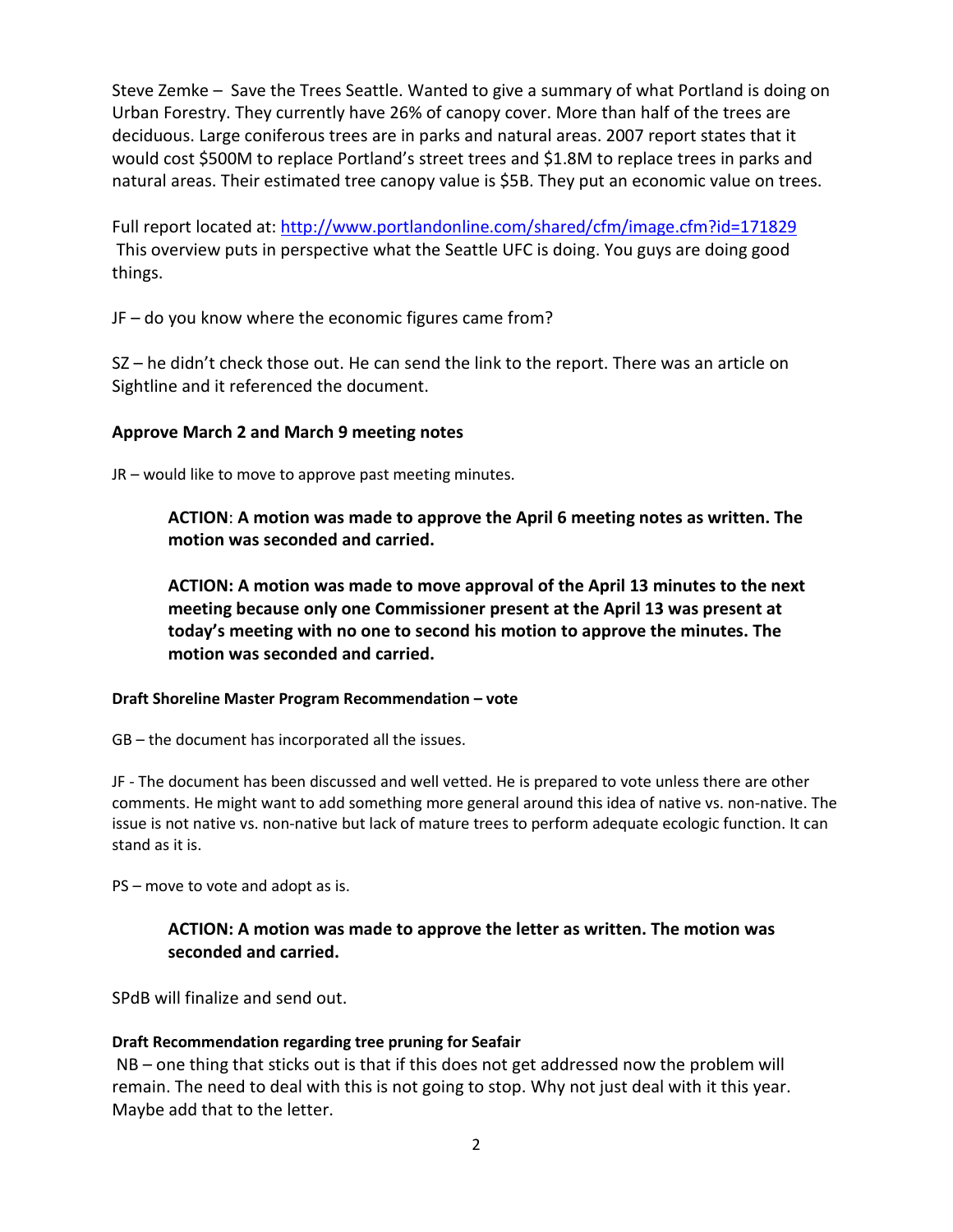Steve Zemke – Save the Trees Seattle. Wanted to give a summary of what Portland is doing on Urban Forestry. They currently have 26% of canopy cover. More than half of the trees are deciduous. Large coniferous trees are in parks and natural areas. 2007 report states that it would cost $500M to replace Portland's street trees and $1.8M to replace trees in parks and natural areas. Their estimated tree canopy value is $5B. They put an economic value on trees.

Full report located at: http://www.portlandonline.com/shared/cfm/image.cfm?id=171829
This overview puts in perspective what the Seattle UFC is doing. You guys are doing good things.

JF – do you know where the economic figures came from?

SZ – he didn't check those out. He can send the link to the report. There was an article on Sightline and it referenced the document.

**Approve March 2 and March 9 meeting notes**

JR – would like to move to approve past meeting minutes.

> **ACTION**: **A motion was made to approve the April 6 meeting notes as written. The motion was seconded and carried.**
>
> **ACTION: A motion was made to move approval of the April 13 minutes to the next meeting because only one Commissioner present at the April 13 was present at today's meeting with no one to second his motion to approve the minutes. The motion was seconded and carried.**

**Draft Shoreline Master Program Recommendation – vote**

GB – the document has incorporated all the issues.

JF - The document has been discussed and well vetted. He is prepared to vote unless there are other comments. He might want to add something more general around this idea of native vs. non-native. The issue is not native vs. non-native but lack of mature trees to perform adequate ecologic function. It can stand as it is.

PS – move to vote and adopt as is.

> **ACTION: A motion was made to approve the letter as written. The motion was seconded and carried.**

SPdB will finalize and send out.

**Draft Recommendation regarding tree pruning for Seafair**

NB – one thing that sticks out is that if this does not get addressed now the problem will remain. The need to deal with this is not going to stop. Why not just deal with it this year. Maybe add that to the letter.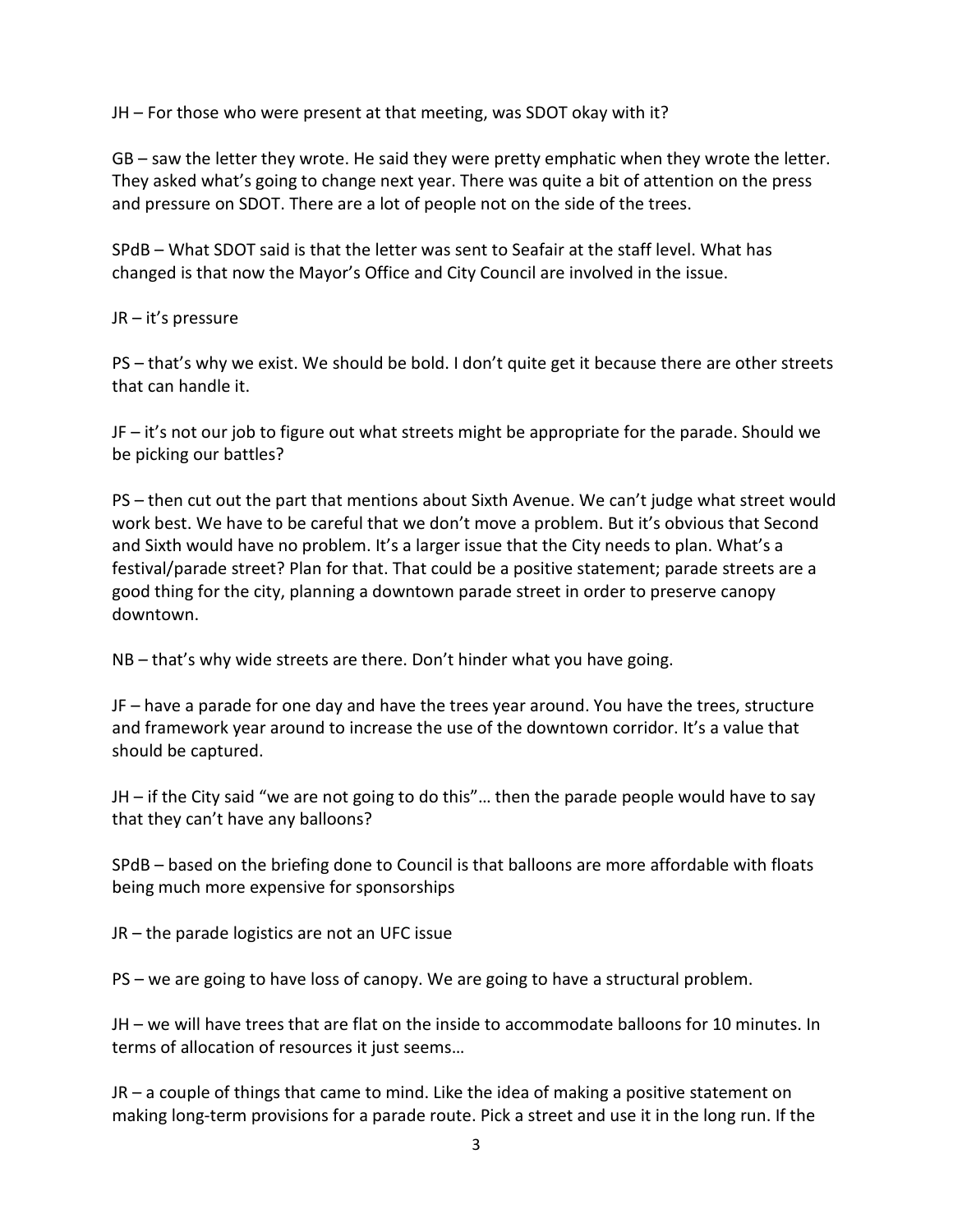JH – For those who were present at that meeting, was SDOT okay with it?

GB – saw the letter they wrote. He said they were pretty emphatic when they wrote the letter. They asked what's going to change next year. There was quite a bit of attention on the press and pressure on SDOT. There are a lot of people not on the side of the trees.

SPdB – What SDOT said is that the letter was sent to Seafair at the staff level. What has changed is that now the Mayor's Office and City Council are involved in the issue.

JR – it's pressure

PS – that's why we exist. We should be bold. I don't quite get it because there are other streets that can handle it.

JF – it's not our job to figure out what streets might be appropriate for the parade. Should we be picking our battles?

PS – then cut out the part that mentions about Sixth Avenue. We can't judge what street would work best. We have to be careful that we don't move a problem. But it's obvious that Second and Sixth would have no problem. It's a larger issue that the City needs to plan. What's a festival/parade street? Plan for that. That could be a positive statement; parade streets are a good thing for the city, planning a downtown parade street in order to preserve canopy downtown.

NB – that's why wide streets are there. Don't hinder what you have going.

JF – have a parade for one day and have the trees year around. You have the trees, structure and framework year around to increase the use of the downtown corridor. It's a value that should be captured.

JH – if the City said "we are not going to do this"… then the parade people would have to say that they can't have any balloons?

SPdB – based on the briefing done to Council is that balloons are more affordable with floats being much more expensive for sponsorships

JR – the parade logistics are not an UFC issue

PS – we are going to have loss of canopy. We are going to have a structural problem.

JH – we will have trees that are flat on the inside to accommodate balloons for 10 minutes. In terms of allocation of resources it just seems…

JR – a couple of things that came to mind. Like the idea of making a positive statement on making long-term provisions for a parade route. Pick a street and use it in the long run. If the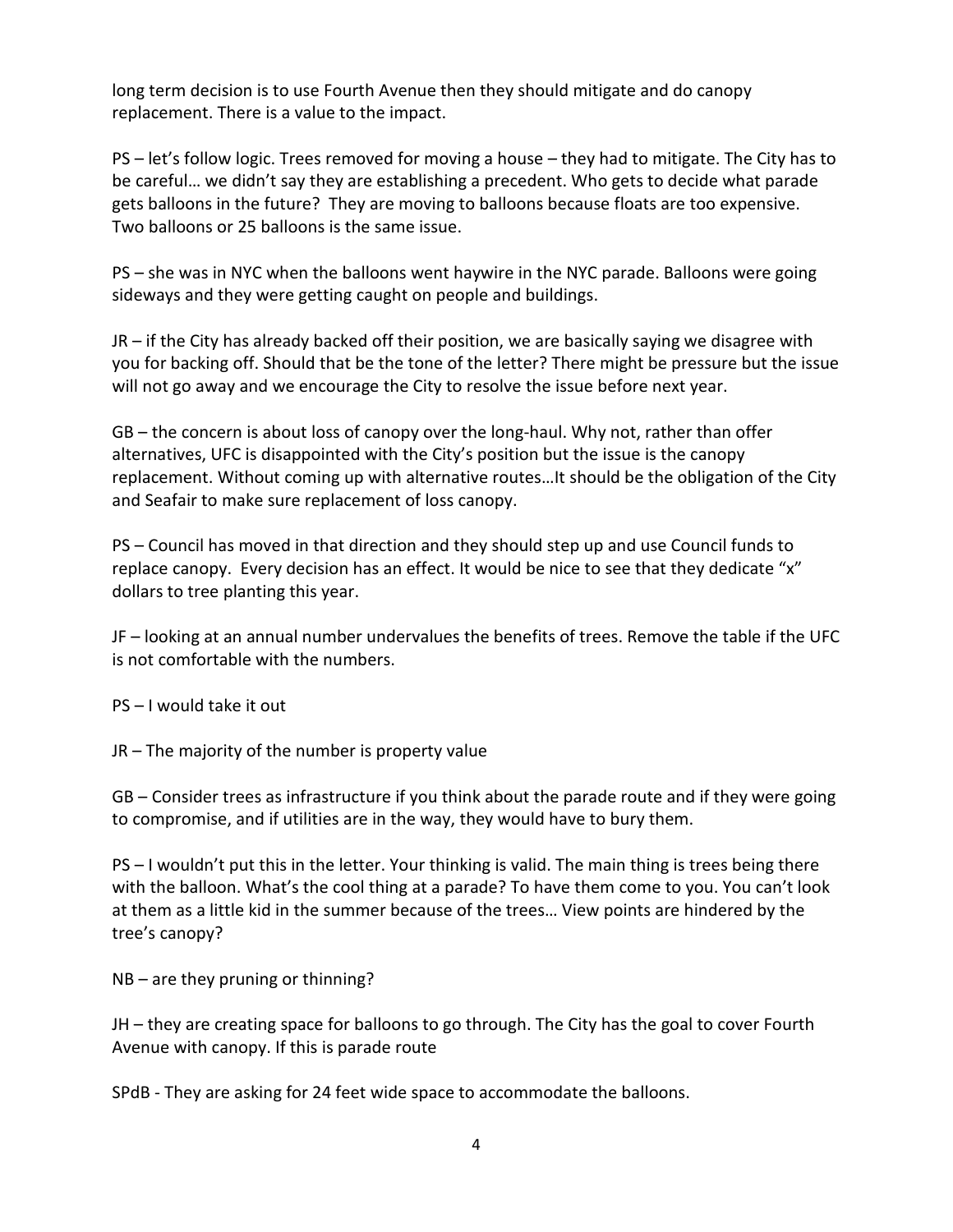long term decision is to use Fourth Avenue then they should mitigate and do canopy replacement. There is a value to the impact.

PS – let's follow logic. Trees removed for moving a house – they had to mitigate. The City has to be careful… we didn't say they are establishing a precedent. Who gets to decide what parade gets balloons in the future? They are moving to balloons because floats are too expensive. Two balloons or 25 balloons is the same issue.

PS – she was in NYC when the balloons went haywire in the NYC parade. Balloons were going sideways and they were getting caught on people and buildings.

JR – if the City has already backed off their position, we are basically saying we disagree with you for backing off. Should that be the tone of the letter? There might be pressure but the issue will not go away and we encourage the City to resolve the issue before next year.

GB – the concern is about loss of canopy over the long-haul. Why not, rather than offer alternatives, UFC is disappointed with the City's position but the issue is the canopy replacement. Without coming up with alternative routes…It should be the obligation of the City and Seafair to make sure replacement of loss canopy.

PS – Council has moved in that direction and they should step up and use Council funds to replace canopy. Every decision has an effect. It would be nice to see that they dedicate "x" dollars to tree planting this year.

JF – looking at an annual number undervalues the benefits of trees. Remove the table if the UFC is not comfortable with the numbers.

PS – I would take it out

JR – The majority of the number is property value

GB – Consider trees as infrastructure if you think about the parade route and if they were going to compromise, and if utilities are in the way, they would have to bury them.

PS – I wouldn't put this in the letter. Your thinking is valid. The main thing is trees being there with the balloon. What's the cool thing at a parade? To have them come to you. You can't look at them as a little kid in the summer because of the trees… View points are hindered by the tree's canopy?

NB – are they pruning or thinning?

JH – they are creating space for balloons to go through. The City has the goal to cover Fourth Avenue with canopy. If this is parade route

SPdB - They are asking for 24 feet wide space to accommodate the balloons.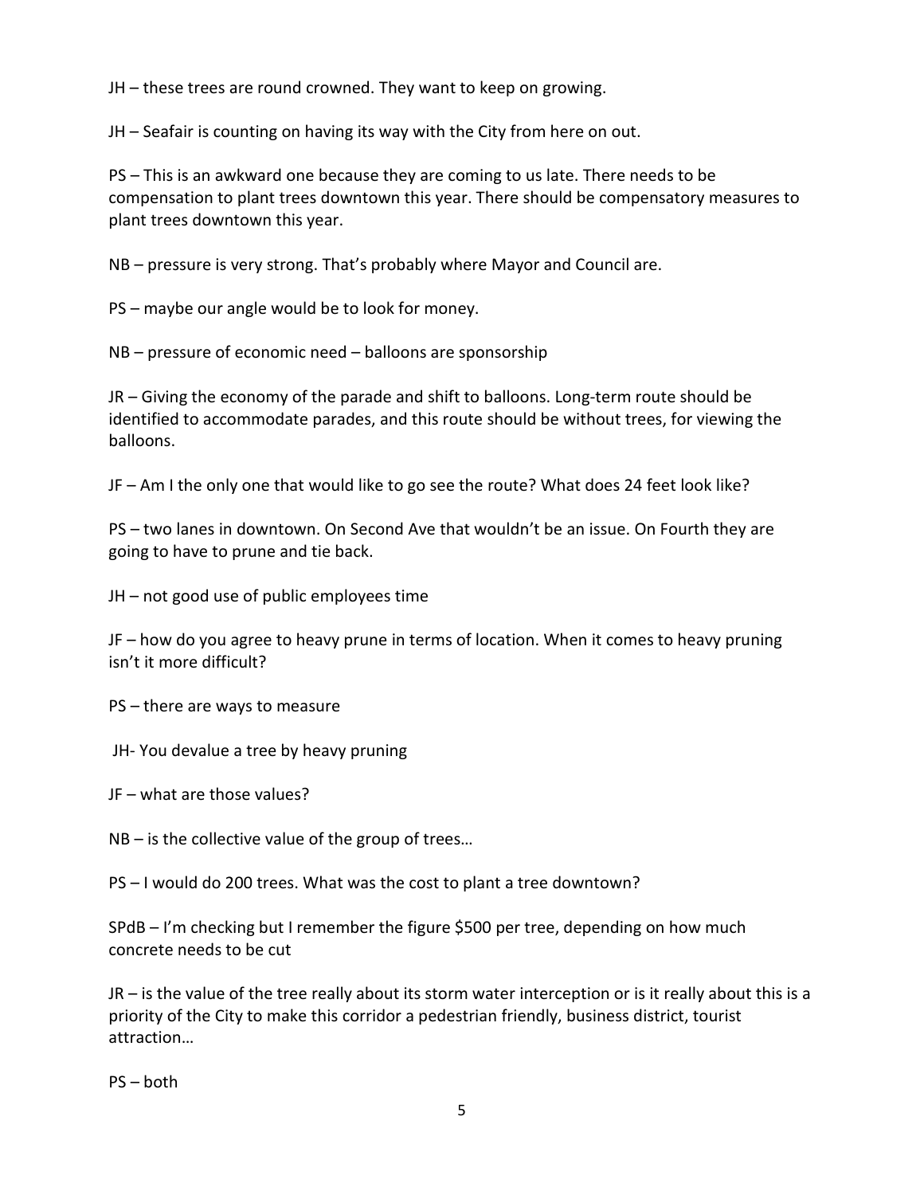JH – these trees are round crowned. They want to keep on growing.

JH – Seafair is counting on having its way with the City from here on out.

PS – This is an awkward one because they are coming to us late. There needs to be compensation to plant trees downtown this year. There should be compensatory measures to plant trees downtown this year.

NB – pressure is very strong. That's probably where Mayor and Council are.

PS – maybe our angle would be to look for money.

NB – pressure of economic need – balloons are sponsorship

JR – Giving the economy of the parade and shift to balloons. Long-term route should be identified to accommodate parades, and this route should be without trees, for viewing the balloons.

JF – Am I the only one that would like to go see the route? What does 24 feet look like?

PS – two lanes in downtown. On Second Ave that wouldn't be an issue. On Fourth they are going to have to prune and tie back.

JH – not good use of public employees time

JF – how do you agree to heavy prune in terms of location. When it comes to heavy pruning isn't it more difficult?

PS – there are ways to measure

JH- You devalue a tree by heavy pruning

JF – what are those values?

NB – is the collective value of the group of trees…

PS – I would do 200 trees. What was the cost to plant a tree downtown?

SPdB – I'm checking but I remember the figure $500 per tree, depending on how much concrete needs to be cut

JR – is the value of the tree really about its storm water interception or is it really about this is a priority of the City to make this corridor a pedestrian friendly, business district, tourist attraction…

PS – both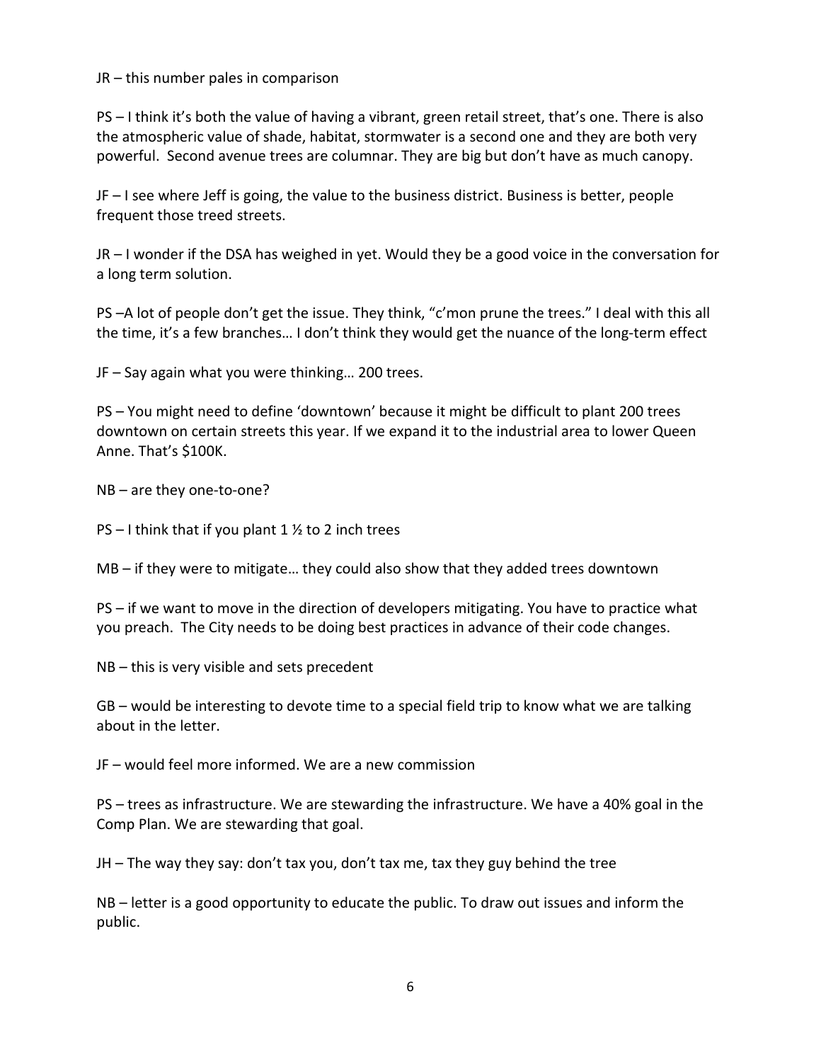JR – this number pales in comparison

PS – I think it's both the value of having a vibrant, green retail street, that's one. There is also the atmospheric value of shade, habitat, stormwater is a second one and they are both very powerful. Second avenue trees are columnar. They are big but don't have as much canopy.

JF – I see where Jeff is going, the value to the business district. Business is better, people frequent those treed streets.

JR – I wonder if the DSA has weighed in yet. Would they be a good voice in the conversation for a long term solution.

PS –A lot of people don't get the issue. They think, "c'mon prune the trees." I deal with this all the time, it's a few branches… I don't think they would get the nuance of the long-term effect

JF – Say again what you were thinking… 200 trees.

PS – You might need to define 'downtown' because it might be difficult to plant 200 trees downtown on certain streets this year. If we expand it to the industrial area to lower Queen Anne. That's $100K.

NB – are they one-to-one?

PS – I think that if you plant 1 ½ to 2 inch trees

MB – if they were to mitigate… they could also show that they added trees downtown

PS – if we want to move in the direction of developers mitigating. You have to practice what you preach. The City needs to be doing best practices in advance of their code changes.

NB – this is very visible and sets precedent

GB – would be interesting to devote time to a special field trip to know what we are talking about in the letter.

JF – would feel more informed. We are a new commission

PS – trees as infrastructure. We are stewarding the infrastructure. We have a 40% goal in the Comp Plan. We are stewarding that goal.

JH – The way they say: don't tax you, don't tax me, tax they guy behind the tree

NB – letter is a good opportunity to educate the public. To draw out issues and inform the public.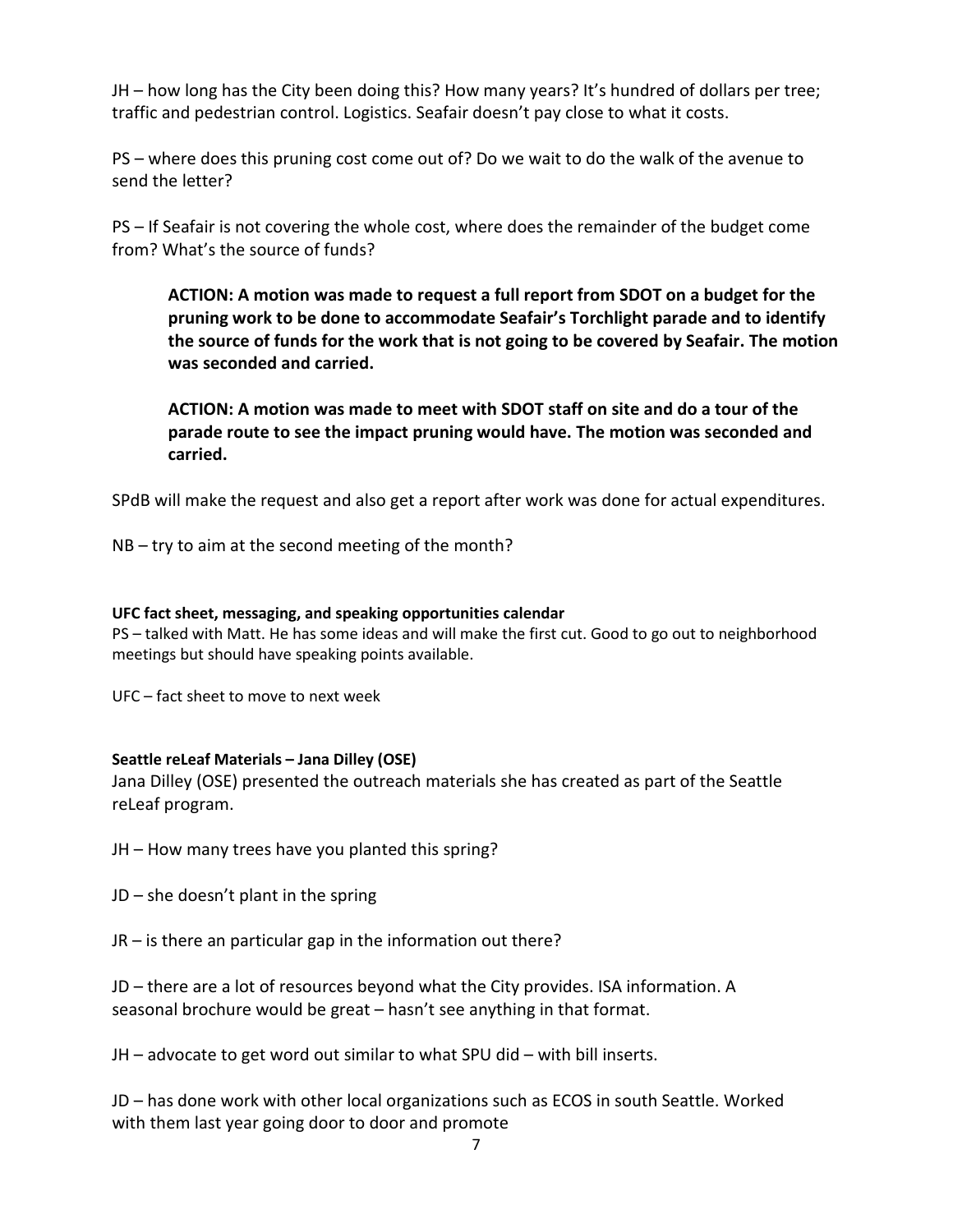JH – how long has the City been doing this? How many years? It's hundred of dollars per tree; traffic and pedestrian control. Logistics. Seafair doesn't pay close to what it costs.

PS – where does this pruning cost come out of? Do we wait to do the walk of the avenue to send the letter?

PS – If Seafair is not covering the whole cost, where does the remainder of the budget come from? What's the source of funds?

> **ACTION: A motion was made to request a full report from SDOT on a budget for the pruning work to be done to accommodate Seafair's Torchlight parade and to identify the source of funds for the work that is not going to be covered by Seafair. The motion was seconded and carried.**
>
> **ACTION: A motion was made to meet with SDOT staff on site and do a tour of the parade route to see the impact pruning would have. The motion was seconded and carried.**

SPdB will make the request and also get a report after work was done for actual expenditures.

NB – try to aim at the second meeting of the month?

**UFC fact sheet, messaging, and speaking opportunities calendar**

PS – talked with Matt. He has some ideas and will make the first cut. Good to go out to neighborhood meetings but should have speaking points available.

UFC – fact sheet to move to next week

**Seattle reLeaf Materials – Jana Dilley (OSE)**

Jana Dilley (OSE) presented the outreach materials she has created as part of the Seattle reLeaf program.

JH – How many trees have you planted this spring?

JD – she doesn't plant in the spring

JR – is there an particular gap in the information out there?

JD – there are a lot of resources beyond what the City provides. ISA information. A seasonal brochure would be great – hasn't see anything in that format.

JH – advocate to get word out similar to what SPU did – with bill inserts.

JD – has done work with other local organizations such as ECOS in south Seattle. Worked with them last year going door to door and promote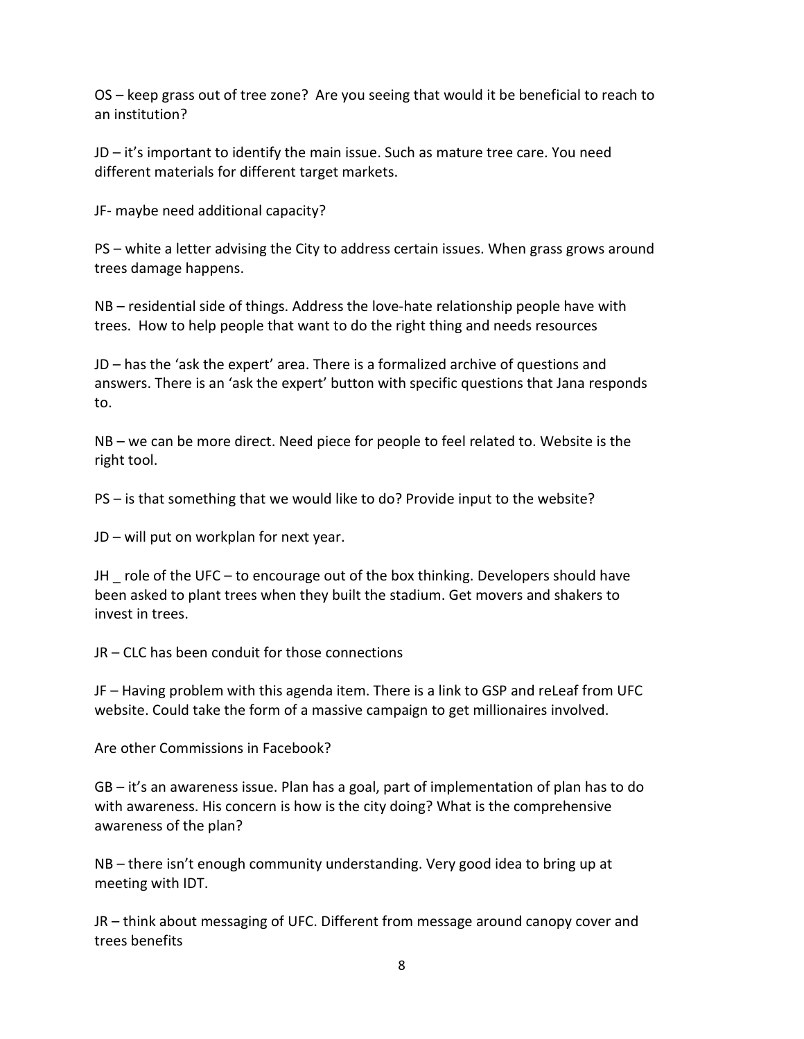OS – keep grass out of tree zone? Are you seeing that would it be beneficial to reach to an institution?

JD – it's important to identify the main issue. Such as mature tree care. You need different materials for different target markets.

JF- maybe need additional capacity?

PS – white a letter advising the City to address certain issues. When grass grows around trees damage happens.

NB – residential side of things. Address the love-hate relationship people have with trees. How to help people that want to do the right thing and needs resources

JD – has the 'ask the expert' area. There is a formalized archive of questions and answers. There is an 'ask the expert' button with specific questions that Jana responds to.

NB – we can be more direct. Need piece for people to feel related to. Website is the right tool.

PS – is that something that we would like to do? Provide input to the website?

JD – will put on workplan for next year.

JH _ role of the UFC – to encourage out of the box thinking. Developers should have been asked to plant trees when they built the stadium. Get movers and shakers to invest in trees.

JR – CLC has been conduit for those connections

JF – Having problem with this agenda item. There is a link to GSP and reLeaf from UFC website. Could take the form of a massive campaign to get millionaires involved.

Are other Commissions in Facebook?

GB – it's an awareness issue. Plan has a goal, part of implementation of plan has to do with awareness. His concern is how is the city doing? What is the comprehensive awareness of the plan?

NB – there isn't enough community understanding. Very good idea to bring up at meeting with IDT.

JR – think about messaging of UFC. Different from message around canopy cover and trees benefits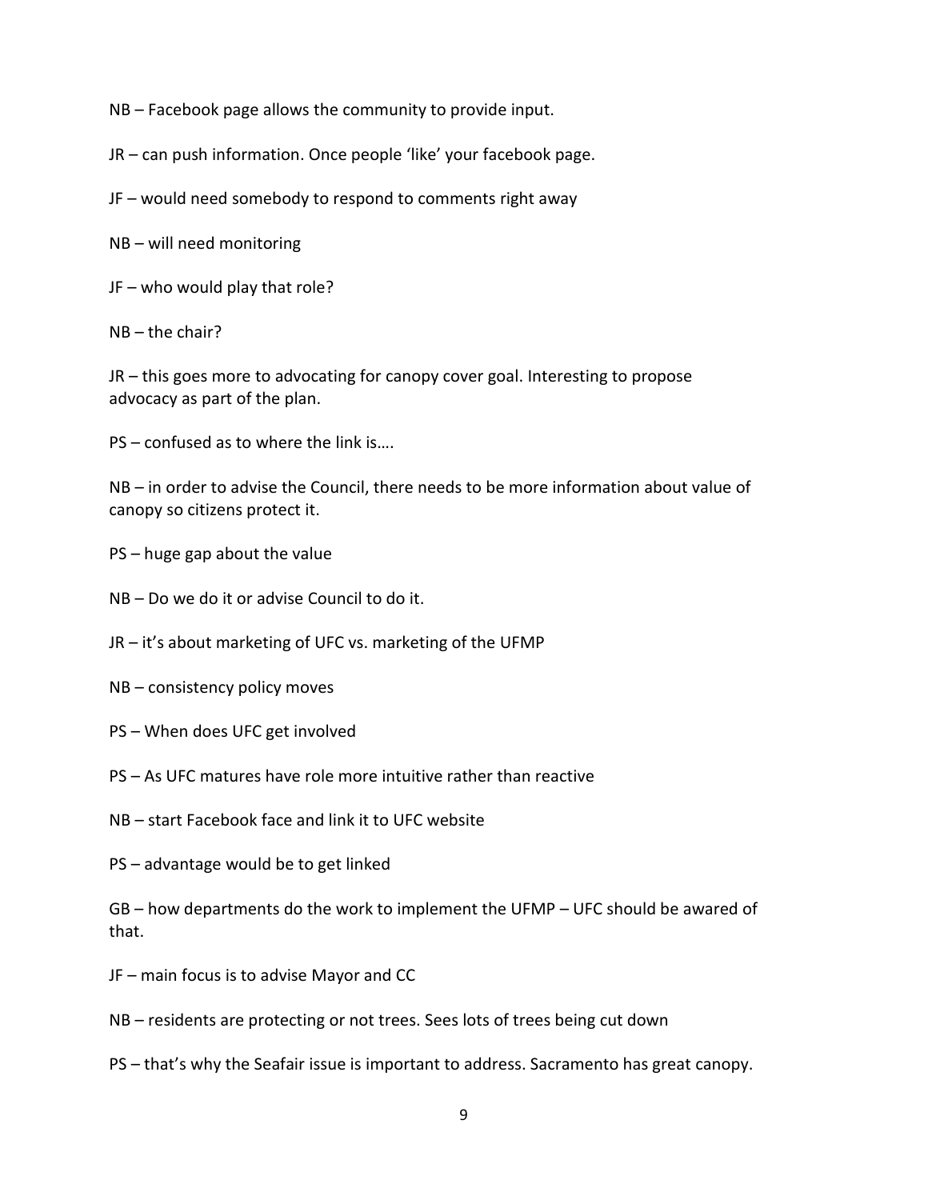NB – Facebook page allows the community to provide input.

JR – can push information. Once people 'like' your facebook page.

JF – would need somebody to respond to comments right away

NB – will need monitoring

JF – who would play that role?

NB – the chair?

JR – this goes more to advocating for canopy cover goal. Interesting to propose advocacy as part of the plan.

PS – confused as to where the link is….

NB – in order to advise the Council, there needs to be more information about value of canopy so citizens protect it.

PS – huge gap about the value

NB – Do we do it or advise Council to do it.

JR – it's about marketing of UFC vs. marketing of the UFMP

NB – consistency policy moves

PS – When does UFC get involved

PS – As UFC matures have role more intuitive rather than reactive

NB – start Facebook face and link it to UFC website

PS – advantage would be to get linked

GB – how departments do the work to implement the UFMP – UFC should be awared of that.

JF – main focus is to advise Mayor and CC

NB – residents are protecting or not trees. Sees lots of trees being cut down

PS – that's why the Seafair issue is important to address. Sacramento has great canopy.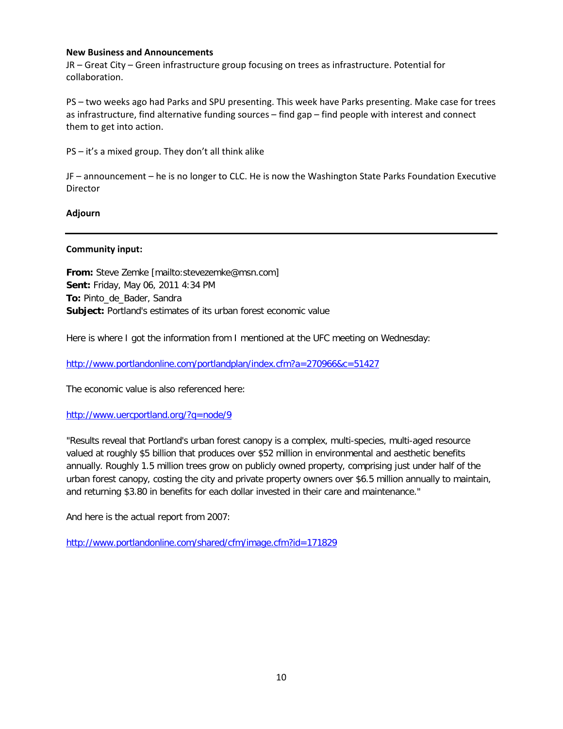**New Business and Announcements**

JR – Great City – Green infrastructure group focusing on trees as infrastructure. Potential for collaboration.

PS – two weeks ago had Parks and SPU presenting. This week have Parks presenting. Make case for trees as infrastructure, find alternative funding sources – find gap – find people with interest and connect them to get into action.

PS – it's a mixed group. They don't all think alike

JF – announcement – he is no longer to CLC. He is now the Washington State Parks Foundation Executive Director

**Adjourn**

---

**Community input:**

**From:** Steve Zemke [mailto:stevezemke@msn.com]
**Sent:** Friday, May 06, 2011 4:34 PM
**To:** Pinto_de_Bader, Sandra
**Subject:** Portland's estimates of its urban forest economic value

Here is where I got the information from I mentioned at the UFC meeting on Wednesday:

http://www.portlandonline.com/portlandplan/index.cfm?a=270966&c=51427

The economic value is also referenced here:

http://www.uercportland.org/?q=node/9

"Results reveal that Portland's urban forest canopy is a complex, multi-species, multi-aged resource valued at roughly $5 billion that produces over $52 million in environmental and aesthetic benefits annually. Roughly 1.5 million trees grow on publicly owned property, comprising just under half of the urban forest canopy, costing the city and private property owners over $6.5 million annually to maintain, and returning $3.80 in benefits for each dollar invested in their care and maintenance."

And here is the actual report from 2007:

http://www.portlandonline.com/shared/cfm/image.cfm?id=171829